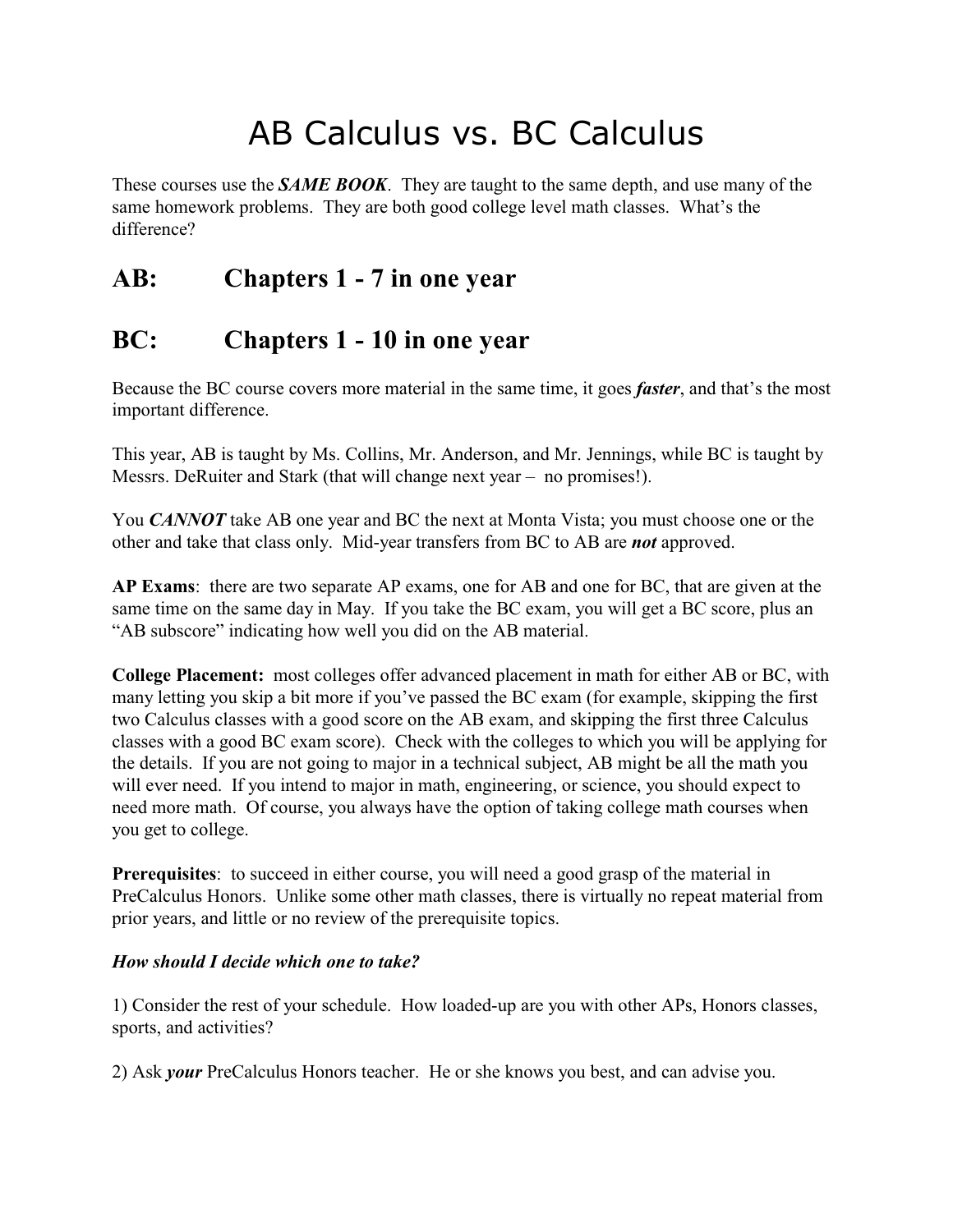# AB Calculus vs. BC Calculus

These courses use the ***SAME BOOK***. They are taught to the same depth, and use many of the same homework problems. They are both good college level math classes. What's the difference?

## AB: Chapters 1 - 7 in one year

## BC: Chapters 1 - 10 in one year

Because the BC course covers more material in the same time, it goes ***faster***, and that's the most important difference.

This year, AB is taught by Ms. Collins, Mr. Anderson, and Mr. Jennings, while BC is taught by Messrs. DeRuiter and Stark (that will change next year – no promises!).

You ***CANNOT*** take AB one year and BC the next at Monta Vista; you must choose one or the other and take that class only. Mid-year transfers from BC to AB are ***not*** approved.

**AP Exams**: there are two separate AP exams, one for AB and one for BC, that are given at the same time on the same day in May. If you take the BC exam, you will get a BC score, plus an "AB subscore" indicating how well you did on the AB material.

**College Placement:** most colleges offer advanced placement in math for either AB or BC, with many letting you skip a bit more if you've passed the BC exam (for example, skipping the first two Calculus classes with a good score on the AB exam, and skipping the first three Calculus classes with a good BC exam score). Check with the colleges to which you will be applying for the details. If you are not going to major in a technical subject, AB might be all the math you will ever need. If you intend to major in math, engineering, or science, you should expect to need more math. Of course, you always have the option of taking college math courses when you get to college.

**Prerequisites**: to succeed in either course, you will need a good grasp of the material in PreCalculus Honors. Unlike some other math classes, there is virtually no repeat material from prior years, and little or no review of the prerequisite topics.

***How should I decide which one to take?***

1) Consider the rest of your schedule. How loaded-up are you with other APs, Honors classes, sports, and activities?

2) Ask ***your*** PreCalculus Honors teacher. He or she knows you best, and can advise you.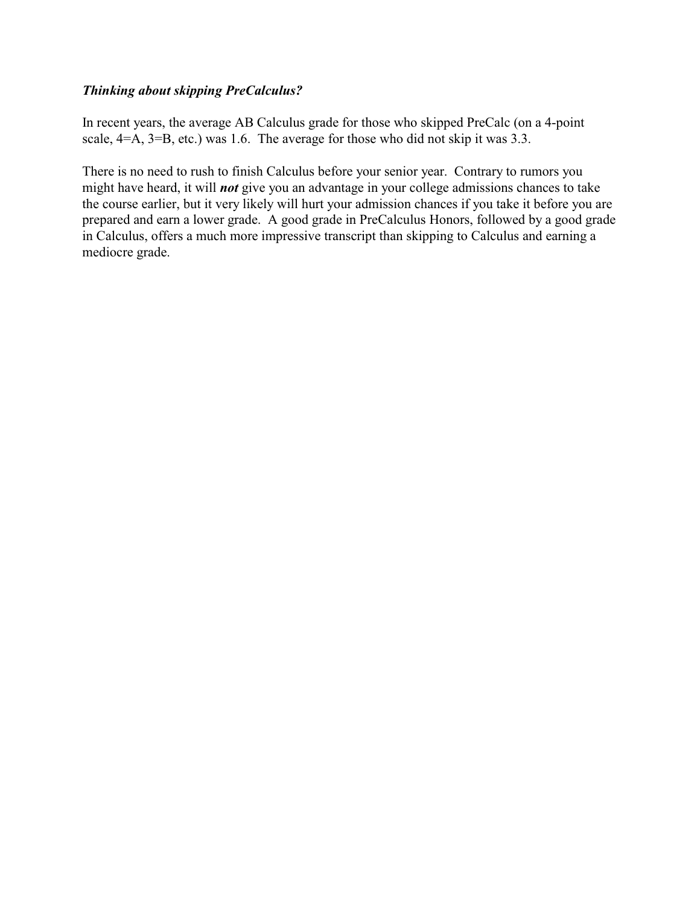***Thinking about skipping PreCalculus?***

In recent years, the average AB Calculus grade for those who skipped PreCalc (on a 4-point scale, 4=A, 3=B, etc.) was 1.6. The average for those who did not skip it was 3.3.

There is no need to rush to finish Calculus before your senior year. Contrary to rumors you might have heard, it will ***not*** give you an advantage in your college admissions chances to take the course earlier, but it very likely will hurt your admission chances if you take it before you are prepared and earn a lower grade. A good grade in PreCalculus Honors, followed by a good grade in Calculus, offers a much more impressive transcript than skipping to Calculus and earning a mediocre grade.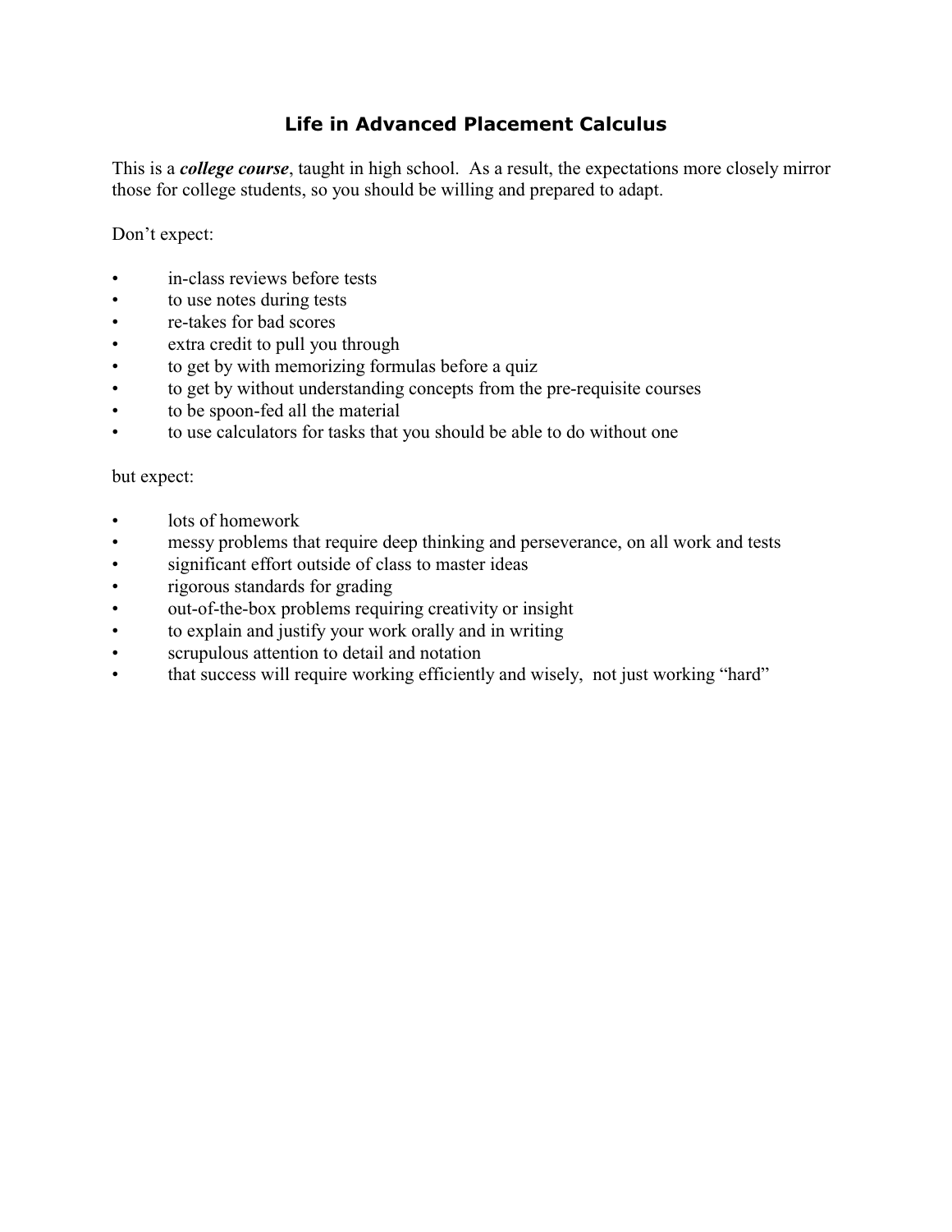# Life in Advanced Placement Calculus

This is a ***college course***, taught in high school. As a result, the expectations more closely mirror those for college students, so you should be willing and prepared to adapt.

Don't expect:

- in-class reviews before tests
- to use notes during tests
- re-takes for bad scores
- extra credit to pull you through
- to get by with memorizing formulas before a quiz
- to get by without understanding concepts from the pre-requisite courses
- to be spoon-fed all the material
- to use calculators for tasks that you should be able to do without one

but expect:

- lots of homework
- messy problems that require deep thinking and perseverance, on all work and tests
- significant effort outside of class to master ideas
- rigorous standards for grading
- out-of-the-box problems requiring creativity or insight
- to explain and justify your work orally and in writing
- scrupulous attention to detail and notation
- that success will require working efficiently and wisely, not just working "hard"